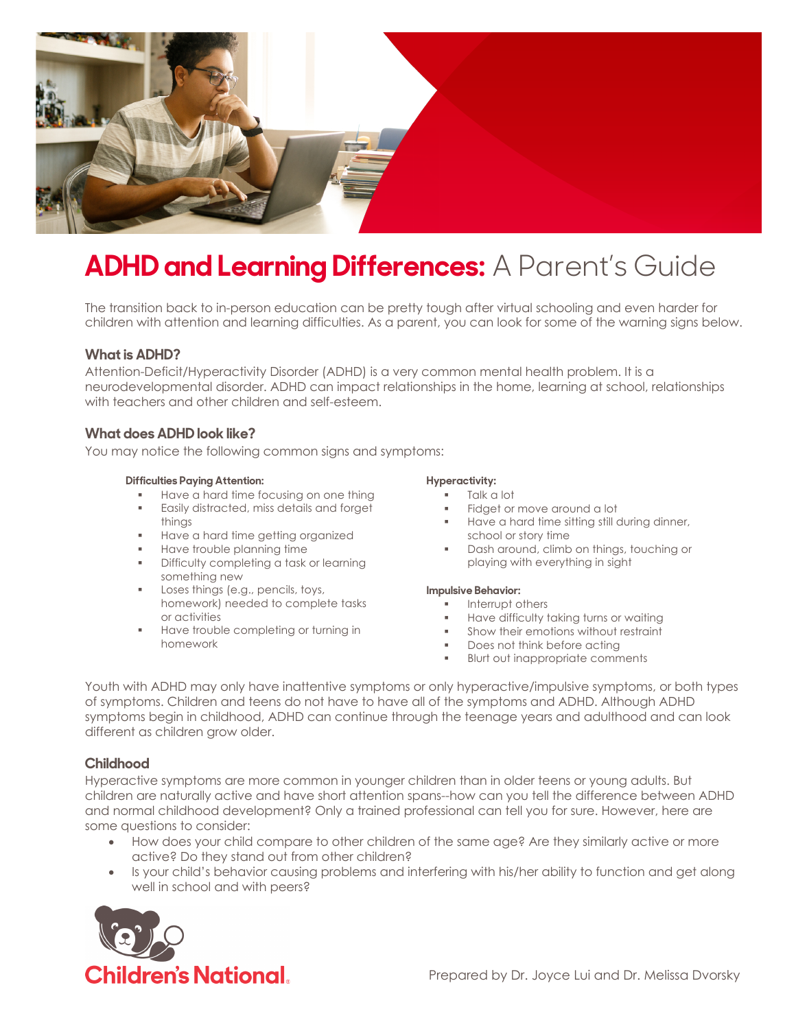# **ADHD and Learning Differences:** A Parent's Guide

The transition back to in-person education can be pretty tough after virtual schooling and even harder for children with attention and learning difficulties. As a parent, you can look for some of the warning signs below.

## What is ADHD?

Attention-Deficit/Hyperactivity Disorder (ADHD) is a very common mental health problem. It is a neurodevelopmental disorder. ADHD can impact relationships in the home, learning at school, relationships with teachers and other children and self-esteem.

## What does ADHD look like?

You may notice the following common signs and symptoms:

**Difficulties Paying Attention:**

- Have a hard time focusing on one thing
- Easily distracted, miss details and forget things
- Have a hard time getting organized
- Have trouble planning time
- Difficulty completing a task or learning something new
- Loses things (e.g., pencils, toys, homework) needed to complete tasks or activities
- Have trouble completing or turning in homework

**Hyperactivity:**

- Talk a lot
- Fidget or move around a lot
- Have a hard time sitting still during dinner, school or story time
- Dash around, climb on things, touching or playing with everything in sight

**Impulsive Behavior:**

- Interrupt others
- Have difficulty taking turns or waiting
- Show their emotions without restraint
- Does not think before acting
- Blurt out inappropriate comments

Youth with ADHD may only have inattentive symptoms or only hyperactive/impulsive symptoms, or both types of symptoms. Children and teens do not have to have all of the symptoms and ADHD. Although ADHD symptoms begin in childhood, ADHD can continue through the teenage years and adulthood and can look different as children grow older.

## Childhood

Hyperactive symptoms are more common in younger children than in older teens or young adults. But children are naturally active and have short attention spans--how can you tell the difference between ADHD and normal childhood development? Only a trained professional can tell you for sure. However, here are some questions to consider:

- How does your child compare to other children of the same age? Are they similarly active or more active? Do they stand out from other children?
- Is your child's behavior causing problems and interfering with his/her ability to function and get along well in school and with peers?

Children's National

Prepared by Dr. Joyce Lui and Dr. Melissa Dvorsky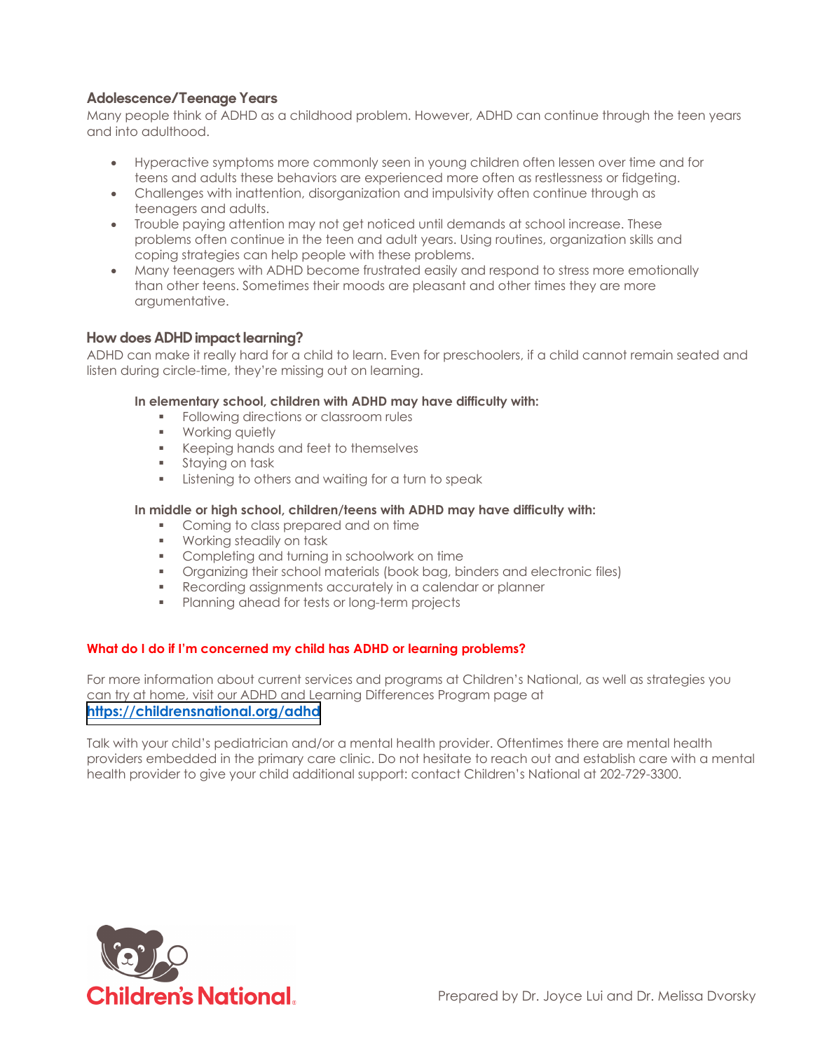## Adolescence/Teenage Years

Many people think of ADHD as a childhood problem. However, ADHD can continue through the teen years and into adulthood.

- Hyperactive symptoms more commonly seen in young children often lessen over time and for teens and adults these behaviors are experienced more often as restlessness or fidgeting.
- Challenges with inattention, disorganization and impulsivity often continue through as teenagers and adults.
- Trouble paying attention may not get noticed until demands at school increase. These problems often continue in the teen and adult years. Using routines, organization skills and coping strategies can help people with these problems.
- Many teenagers with ADHD become frustrated easily and respond to stress more emotionally than other teens. Sometimes their moods are pleasant and other times they are more argumentative.

## How does ADHD impact learning?

ADHD can make it really hard for a child to learn. Even for preschoolers, if a child cannot remain seated and listen during circle-time, they're missing out on learning.

**In elementary school, children with ADHD may have difficulty with:**

- Following directions or classroom rules
- Working quietly
- Keeping hands and feet to themselves
- Staying on task
- Listening to others and waiting for a turn to speak

**In middle or high school, children/teens with ADHD may have difficulty with:**

- Coming to class prepared and on time
- Working steadily on task
- Completing and turning in schoolwork on time
- Organizing their school materials (book bag, binders and electronic files)
- Recording assignments accurately in a calendar or planner
- Planning ahead for tests or long-term projects

**What do I do if I'm concerned my child has ADHD or learning problems?**

For more information about current services and programs at Children's National, as well as strategies you can try at home, visit our ADHD and Learning Differences Program page at **https://childrensnational.org/adhd**

Talk with your child's pediatrician and/or a mental health provider. Oftentimes there are mental health providers embedded in the primary care clinic. Do not hesitate to reach out and establish care with a mental health provider to give your child additional support: contact Children's National at 202-729-3300.

Children's National

Prepared by Dr. Joyce Lui and Dr. Melissa Dvorsky